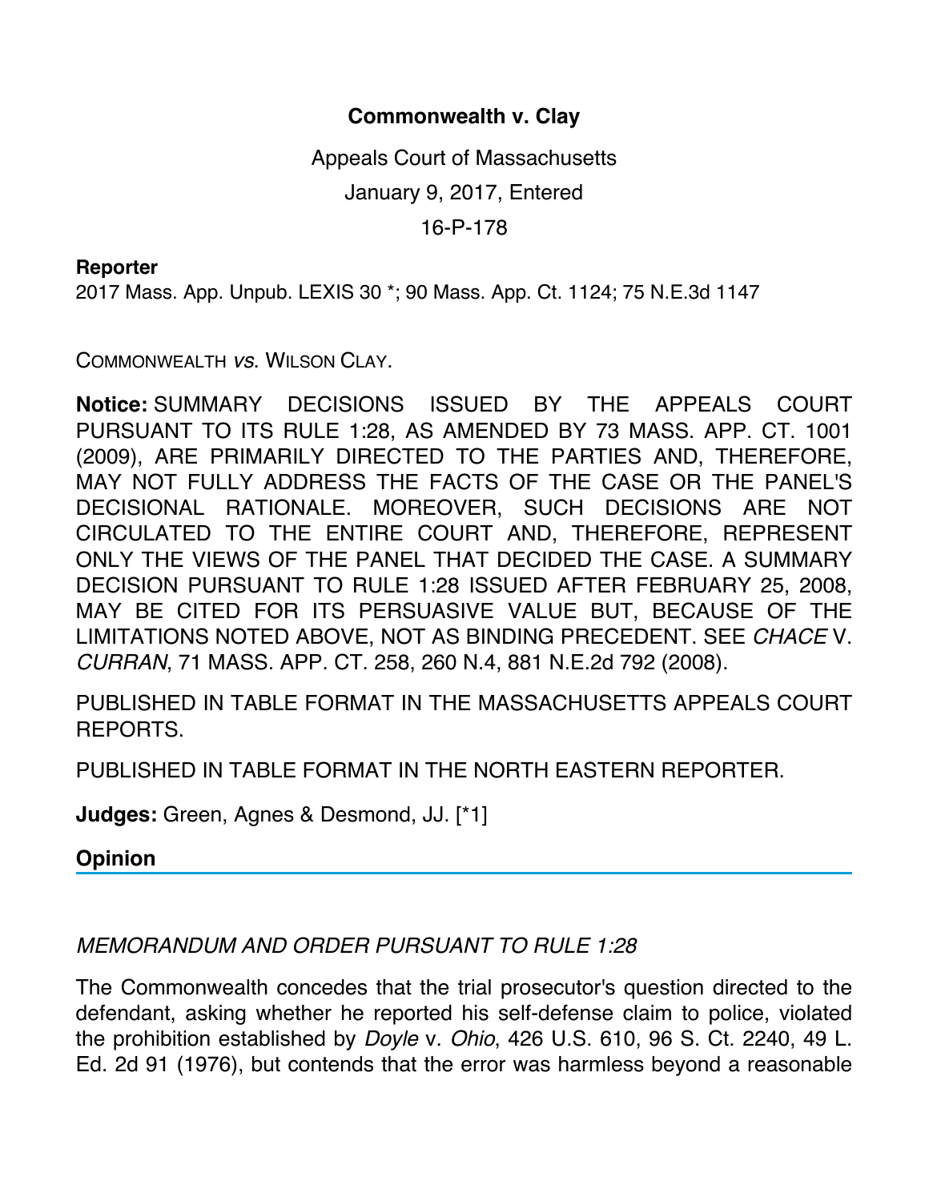**Commonwealth v. Clay**

Appeals Court of Massachusetts

January 9, 2017, Entered

16-P-178

**Reporter**

2017 Mass. App. Unpub. LEXIS 30 *; 90 Mass. App. Ct. 1124; 75 N.E.3d 1147

COMMONWEALTH *vs.* WILSON CLAY.

**Notice:** SUMMARY DECISIONS ISSUED BY THE APPEALS COURT PURSUANT TO ITS RULE 1:28, AS AMENDED BY 73 MASS. APP. CT. 1001 (2009), ARE PRIMARILY DIRECTED TO THE PARTIES AND, THEREFORE, MAY NOT FULLY ADDRESS THE FACTS OF THE CASE OR THE PANEL'S DECISIONAL RATIONALE. MOREOVER, SUCH DECISIONS ARE NOT CIRCULATED TO THE ENTIRE COURT AND, THEREFORE, REPRESENT ONLY THE VIEWS OF THE PANEL THAT DECIDED THE CASE. A SUMMARY DECISION PURSUANT TO RULE 1:28 ISSUED AFTER FEBRUARY 25, 2008, MAY BE CITED FOR ITS PERSUASIVE VALUE BUT, BECAUSE OF THE LIMITATIONS NOTED ABOVE, NOT AS BINDING PRECEDENT. SEE *CHACE* V. *CURRAN*, 71 MASS. APP. CT. 258, 260 N.4, 881 N.E.2d 792 (2008).

PUBLISHED IN TABLE FORMAT IN THE MASSACHUSETTS APPEALS COURT REPORTS.

PUBLISHED IN TABLE FORMAT IN THE NORTH EASTERN REPORTER.

**Judges:** Green, Agnes & Desmond, JJ. [*1]

## Opinion

*MEMORANDUM AND ORDER PURSUANT TO RULE 1:28*

The Commonwealth concedes that the trial prosecutor's question directed to the defendant, asking whether he reported his self-defense claim to police, violated the prohibition established by *Doyle* v. *Ohio*, 426 U.S. 610, 96 S. Ct. 2240, 49 L. Ed. 2d 91 (1976), but contends that the error was harmless beyond a reasonable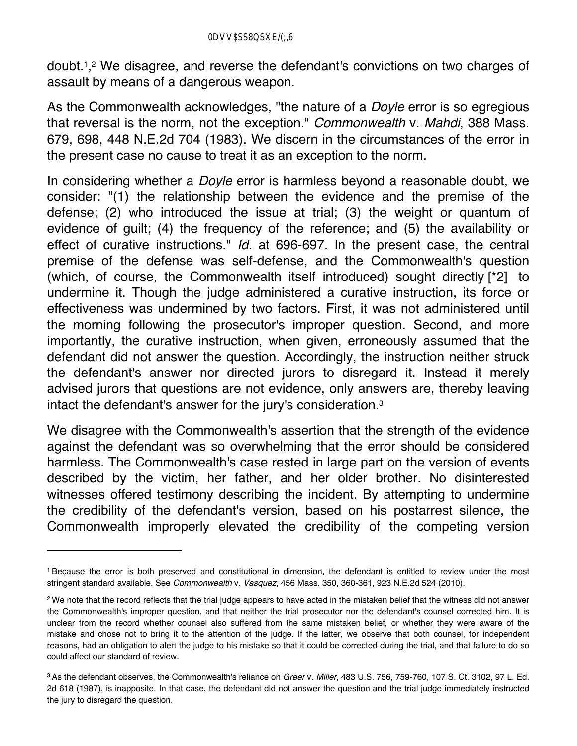doubt.[1],[2] We disagree, and reverse the defendant's convictions on two charges of assault by means of a dangerous weapon.

As the Commonwealth acknowledges, "the nature of a *Doyle* error is so egregious that reversal is the norm, not the exception." *Commonwealth* v. *Mahdi*, 388 Mass. 679, 698, 448 N.E.2d 704 (1983). We discern in the circumstances of the error in the present case no cause to treat it as an exception to the norm.

In considering whether a *Doyle* error is harmless beyond a reasonable doubt, we consider: "(1) the relationship between the evidence and the premise of the defense; (2) who introduced the issue at trial; (3) the weight or quantum of evidence of guilt; (4) the frequency of the reference; and (5) the availability or effect of curative instructions." *Id.* at 696-697. In the present case, the central premise of the defense was self-defense, and the Commonwealth's question (which, of course, the Commonwealth itself introduced) sought directly [*2] to undermine it. Though the judge administered a curative instruction, its force or effectiveness was undermined by two factors. First, it was not administered until the morning following the prosecutor's improper question. Second, and more importantly, the curative instruction, when given, erroneously assumed that the defendant did not answer the question. Accordingly, the instruction neither struck the defendant's answer nor directed jurors to disregard it. Instead it merely advised jurors that questions are not evidence, only answers are, thereby leaving intact the defendant's answer for the jury's consideration.[3]

We disagree with the Commonwealth's assertion that the strength of the evidence against the defendant was so overwhelming that the error should be considered harmless. The Commonwealth's case rested in large part on the version of events described by the victim, her father, and her older brother. No disinterested witnesses offered testimony describing the incident. By attempting to undermine the credibility of the defendant's version, based on his postarrest silence, the Commonwealth improperly elevated the credibility of the competing version

---

[1] Because the error is both preserved and constitutional in dimension, the defendant is entitled to review under the most stringent standard available. See *Commonwealth* v. *Vasquez*, 456 Mass. 350, 360-361, 923 N.E.2d 524 (2010).

[2] We note that the record reflects that the trial judge appears to have acted in the mistaken belief that the witness did not answer the Commonwealth's improper question, and that neither the trial prosecutor nor the defendant's counsel corrected him. It is unclear from the record whether counsel also suffered from the same mistaken belief, or whether they were aware of the mistake and chose not to bring it to the attention of the judge. If the latter, we observe that both counsel, for independent reasons, had an obligation to alert the judge to his mistake so that it could be corrected during the trial, and that failure to do so could affect our standard of review.

[3] As the defendant observes, the Commonwealth's reliance on *Greer* v. *Miller*, 483 U.S. 756, 759-760, 107 S. Ct. 3102, 97 L. Ed. 2d 618 (1987), is inapposite. In that case, the defendant did not answer the question and the trial judge immediately instructed the jury to disregard the question.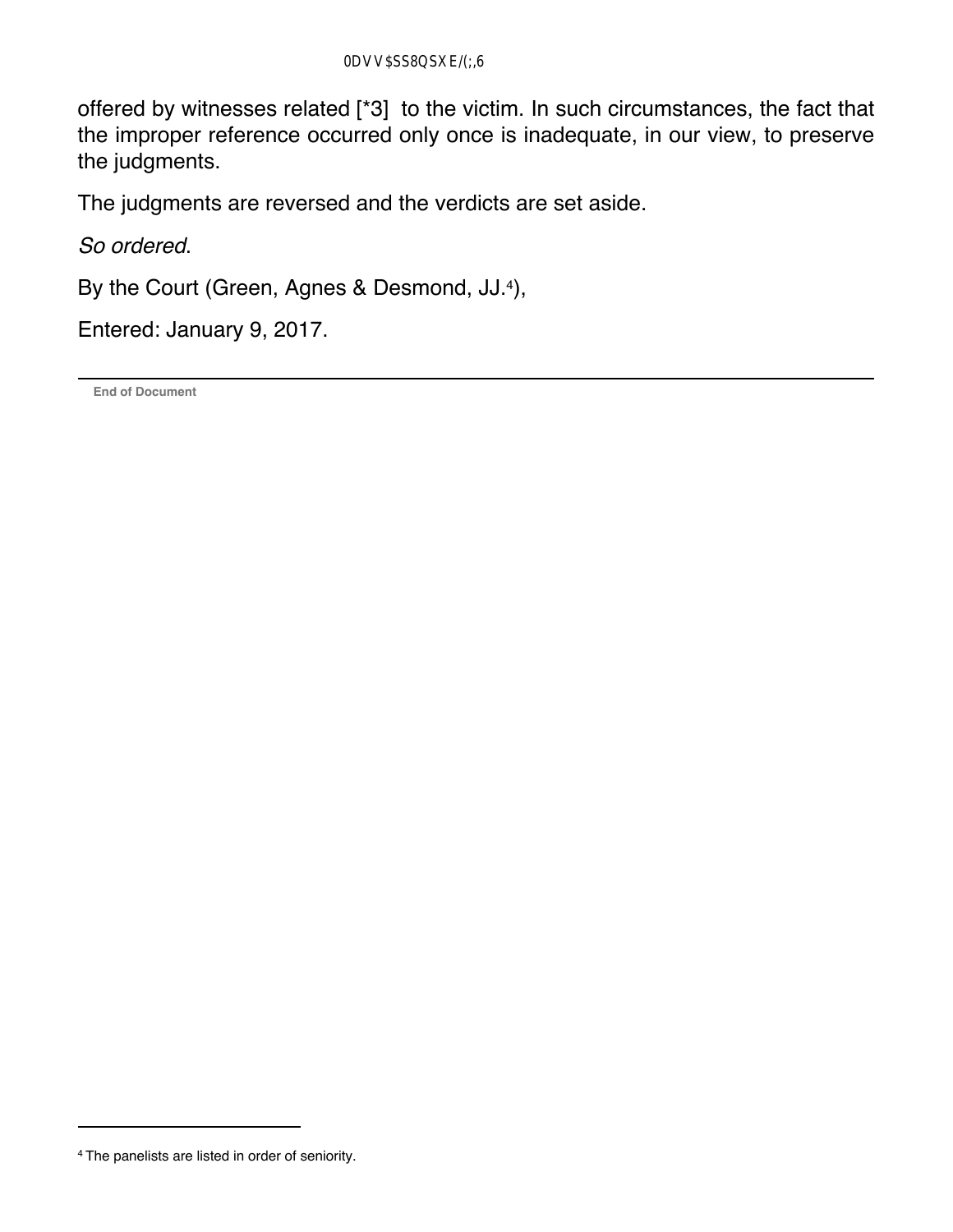offered by witnesses related [*3] to the victim. In such circumstances, the fact that the improper reference occurred only once is inadequate, in our view, to preserve the judgments.

The judgments are reversed and the verdicts are set aside.

*So ordered*.

By the Court (Green, Agnes & Desmond, JJ.[4]),

Entered: January 9, 2017.

---

**End of Document**

[4] The panelists are listed in order of seniority.